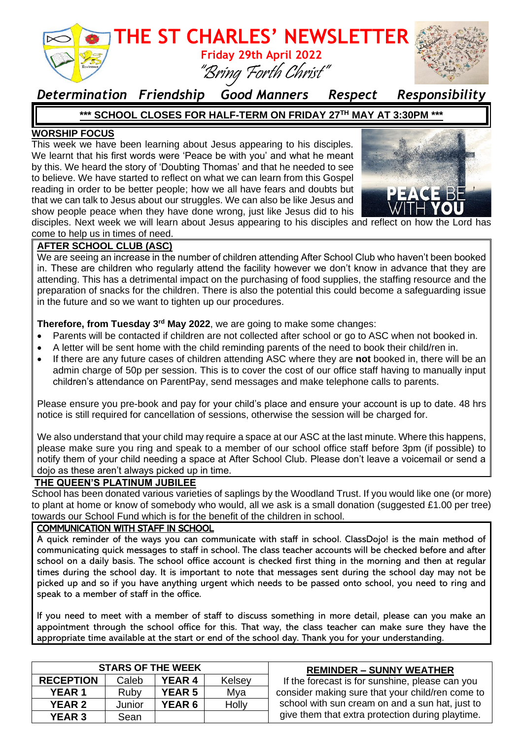# THE ST CHARLES' NEWSLETTER

**Friday 29th April 2022**

*"Bring Forth Christ"*

*Determination Friendship Good Manners Respect Responsibility*

**\*\*\* SCHOOL CLOSES FOR HALF-TERM ON FRIDAY 27TH MAY AT 3:30PM \*\*\***

## WORSHIP FOCUS

This week we have been learning about Jesus appearing to his disciples. We learnt that his first words were 'Peace be with you' and what he meant by this. We heard the story of 'Doubting Thomas' and that he needed to see to believe. We have started to reflect on what we can learn from this Gospel reading in order to be better people; how we all have fears and doubts but that we can talk to Jesus about our struggles. We can also be like Jesus and show people peace when they have done wrong, just like Jesus did to his disciples. Next week we will learn about Jesus appearing to his disciples and reflect on how the Lord has come to help us in times of need.

## AFTER SCHOOL CLUB (ASC)

We are seeing an increase in the number of children attending After School Club who haven't been booked in. These are children who regularly attend the facility however we don't know in advance that they are attending. This has a detrimental impact on the purchasing of food supplies, the staffing resource and the preparation of snacks for the children. There is also the potential this could become a safeguarding issue in the future and so we want to tighten up our procedures.

**Therefore, from Tuesday 3rd May 2022**, we are going to make some changes:

- Parents will be contacted if children are not collected after school or go to ASC when not booked in.
- A letter will be sent home with the child reminding parents of the need to book their child/ren in.
- If there are any future cases of children attending ASC where they are **not** booked in, there will be an admin charge of 50p per session. This is to cover the cost of our office staff having to manually input children's attendance on ParentPay, send messages and make telephone calls to parents.

Please ensure you pre-book and pay for your child's place and ensure your account is up to date. 48 hrs notice is still required for cancellation of sessions, otherwise the session will be charged for.

We also understand that your child may require a space at our ASC at the last minute. Where this happens, please make sure you ring and speak to a member of our school office staff before 3pm (if possible) to notify them of your child needing a space at After School Club. Please don't leave a voicemail or send a dojo as these aren't always picked up in time.

## THE QUEEN'S PLATINUM JUBILEE

School has been donated various varieties of saplings by the Woodland Trust. If you would like one (or more) to plant at home or know of somebody who would, all we ask is a small donation (suggested £1.00 per tree) towards our School Fund which is for the benefit of the children in school.

## COMMUNICATION WITH STAFF IN SCHOOL

A quick reminder of the ways you can communicate with staff in school. ClassDojo! is the main method of communicating quick messages to staff in school. The class teacher accounts will be checked before and after school on a daily basis. The school office account is checked first thing in the morning and then at regular times during the school day. It is important to note that messages sent during the school day may not be picked up and so if you have anything urgent which needs to be passed onto school, you need to ring and speak to a member of staff in the office.

If you need to meet with a member of staff to discuss something in more detail, please can you make an appointment through the school office for this. That way, the class teacher can make sure they have the appropriate time available at the start or end of the school day. Thank you for your understanding.

| STARS OF THE WEEK | | | |
|---|---|---|---|
| **RECEPTION** | Caleb | **YEAR 4** | Kelsey |
| **YEAR 1** | Ruby | **YEAR 5** | Mya |
| **YEAR 2** | Junior | **YEAR 6** | Holly |
| **YEAR 3** | Sean | | |

## REMINDER – SUNNY WEATHER

If the forecast is for sunshine, please can you consider making sure that your child/ren come to school with sun cream on and a sun hat, just to give them that extra protection during playtime.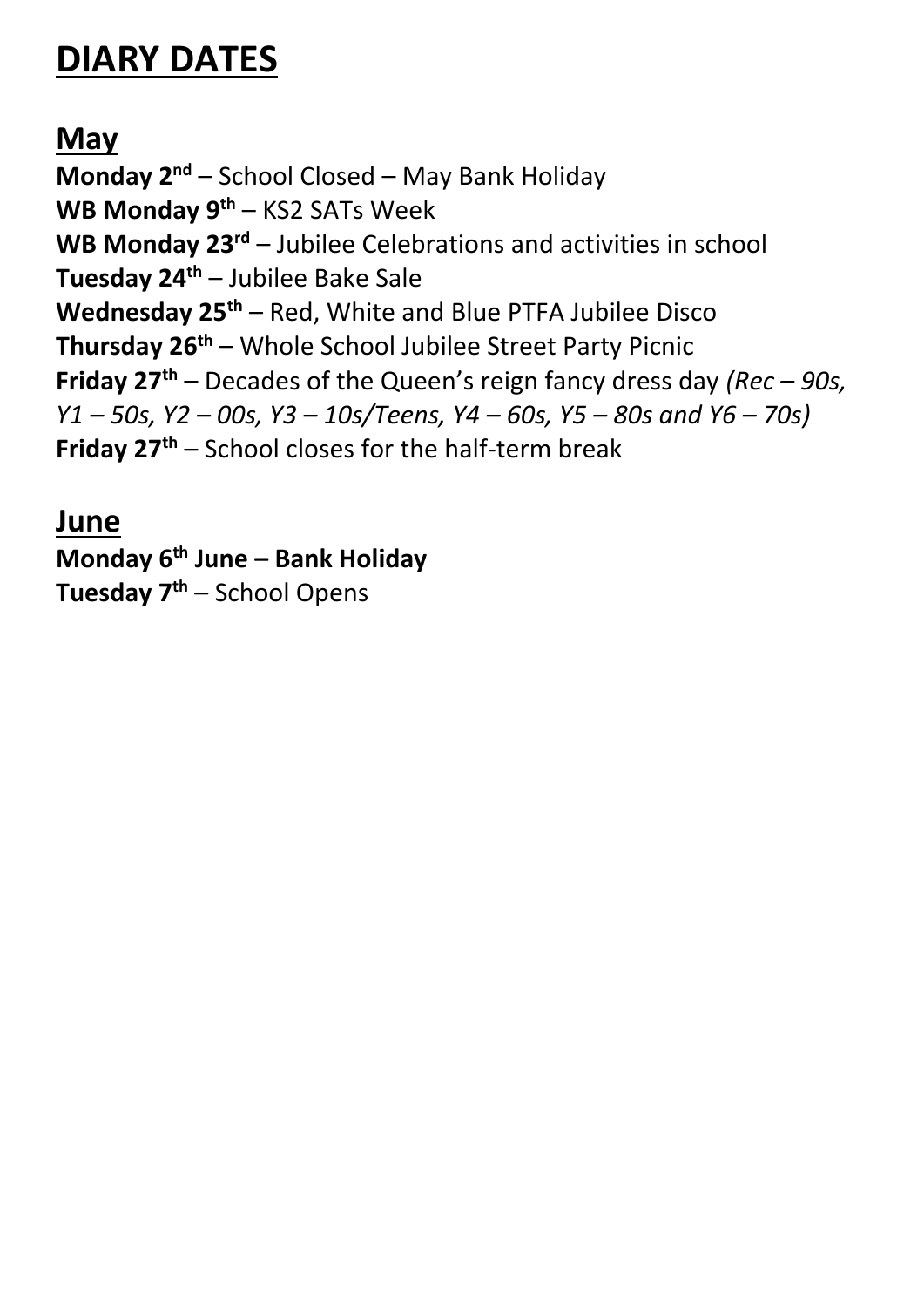# DIARY DATES

## May

**Monday 2nd** – School Closed – May Bank Holiday
**WB Monday 9th** – KS2 SATs Week
**WB Monday 23rd** – Jubilee Celebrations and activities in school
**Tuesday 24th** – Jubilee Bake Sale
**Wednesday 25th** – Red, White and Blue PTFA Jubilee Disco
**Thursday 26th** – Whole School Jubilee Street Party Picnic
**Friday 27th** – Decades of the Queen's reign fancy dress day *(Rec – 90s, Y1 – 50s, Y2 – 00s, Y3 – 10s/Teens, Y4 – 60s, Y5 – 80s and Y6 – 70s)*
**Friday 27th** – School closes for the half-term break

## June

**Monday 6th June – Bank Holiday**
**Tuesday 7th** – School Opens